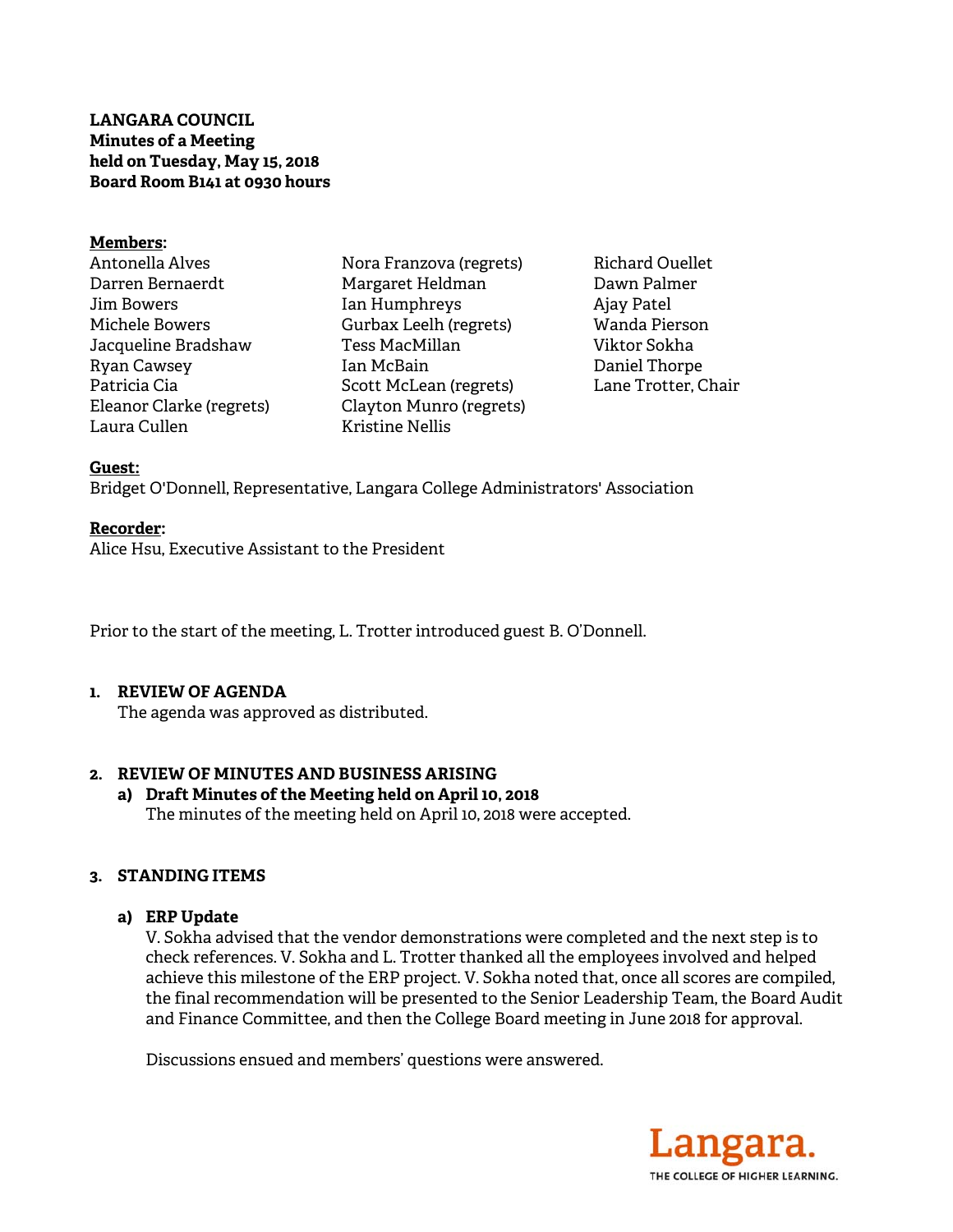**LANGARA COUNCIL**
**Minutes of a Meeting**
**held on Tuesday, May 15, 2018**
**Board Room B141 at 0930 hours**

**Members:**

Antonella Alves
Darren Bernaerdt
Jim Bowers
Michele Bowers
Jacqueline Bradshaw
Ryan Cawsey
Patricia Cia
Eleanor Clarke (regrets)
Laura Cullen
Nora Franzova (regrets)
Margaret Heldman
Ian Humphreys
Gurbax Leelh (regrets)
Tess MacMillan
Ian McBain
Scott McLean (regrets)
Clayton Munro (regrets)
Kristine Nellis
Richard Ouellet
Dawn Palmer
Ajay Patel
Wanda Pierson
Viktor Sokha
Daniel Thorpe
Lane Trotter, Chair

**Guest:**
Bridget O'Donnell, Representative, Langara College Administrators' Association

**Recorder:**
Alice Hsu, Executive Assistant to the President

Prior to the start of the meeting, L. Trotter introduced guest B. O'Donnell.

## 1. REVIEW OF AGENDA

The agenda was approved as distributed.

## 2. REVIEW OF MINUTES AND BUSINESS ARISING

### a) Draft Minutes of the Meeting held on April 10, 2018

The minutes of the meeting held on April 10, 2018 were accepted.

## 3. STANDING ITEMS

### a) ERP Update

V. Sokha advised that the vendor demonstrations were completed and the next step is to check references. V. Sokha and L. Trotter thanked all the employees involved and helped achieve this milestone of the ERP project. V. Sokha noted that, once all scores are compiled, the final recommendation will be presented to the Senior Leadership Team, the Board Audit and Finance Committee, and then the College Board meeting in June 2018 for approval.

Discussions ensued and members' questions were answered.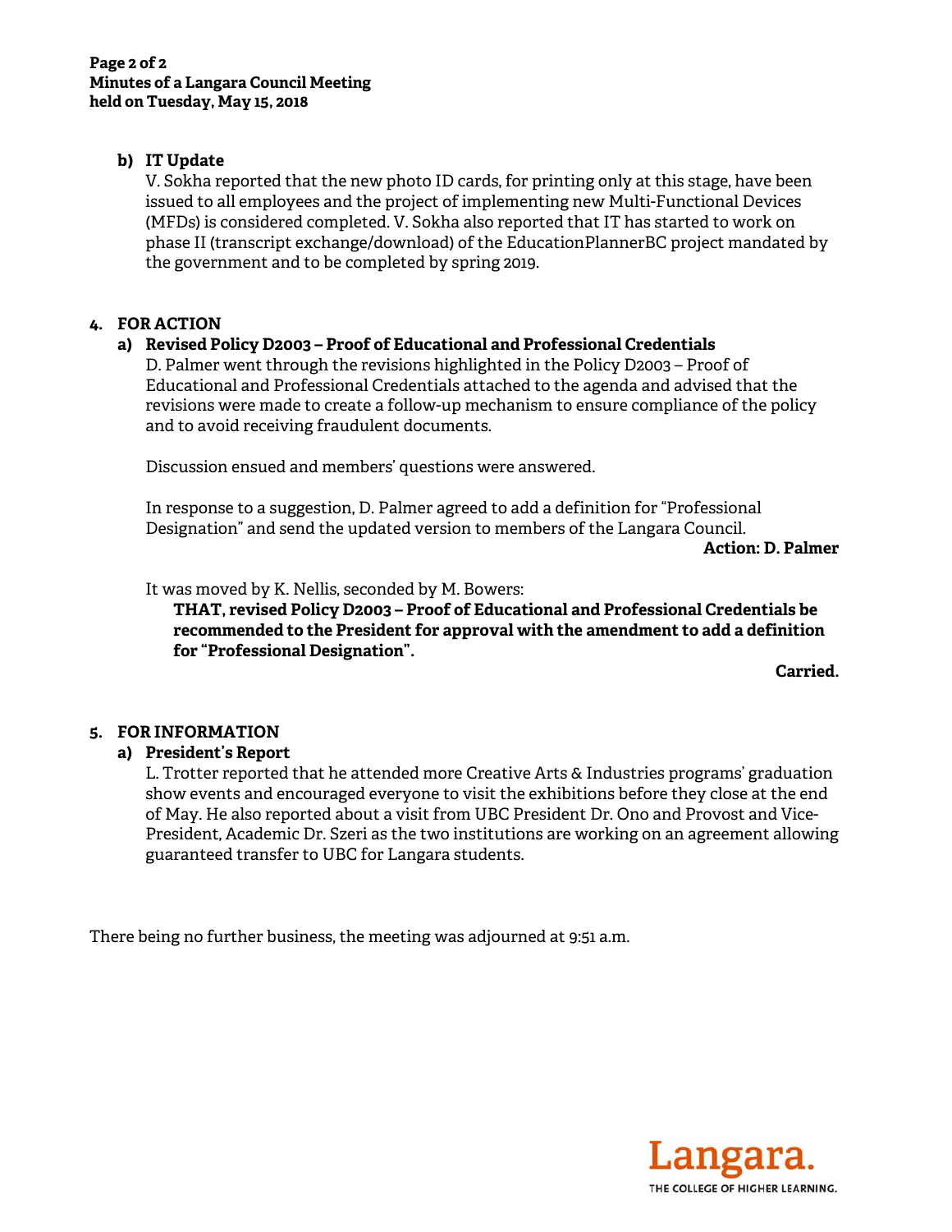**b) IT Update**

V. Sokha reported that the new photo ID cards, for printing only at this stage, have been issued to all employees and the project of implementing new Multi-Functional Devices (MFDs) is considered completed. V. Sokha also reported that IT has started to work on phase II (transcript exchange/download) of the EducationPlannerBC project mandated by the government and to be completed by spring 2019.

## 4. FOR ACTION

**a) Revised Policy D2003 – Proof of Educational and Professional Credentials**

D. Palmer went through the revisions highlighted in the Policy D2003 – Proof of Educational and Professional Credentials attached to the agenda and advised that the revisions were made to create a follow-up mechanism to ensure compliance of the policy and to avoid receiving fraudulent documents.

Discussion ensued and members' questions were answered.

In response to a suggestion, D. Palmer agreed to add a definition for "Professional Designation" and send the updated version to members of the Langara Council.

**Action: D. Palmer**

It was moved by K. Nellis, seconded by M. Bowers:

**THAT, revised Policy D2003 – Proof of Educational and Professional Credentials be recommended to the President for approval with the amendment to add a definition for "Professional Designation".**

**Carried.**

## 5. FOR INFORMATION

**a) President's Report**

L. Trotter reported that he attended more Creative Arts & Industries programs' graduation show events and encouraged everyone to visit the exhibitions before they close at the end of May. He also reported about a visit from UBC President Dr. Ono and Provost and Vice-President, Academic Dr. Szeri as the two institutions are working on an agreement allowing guaranteed transfer to UBC for Langara students.

There being no further business, the meeting was adjourned at 9:51 a.m.

Langara.
THE COLLEGE OF HIGHER LEARNING.